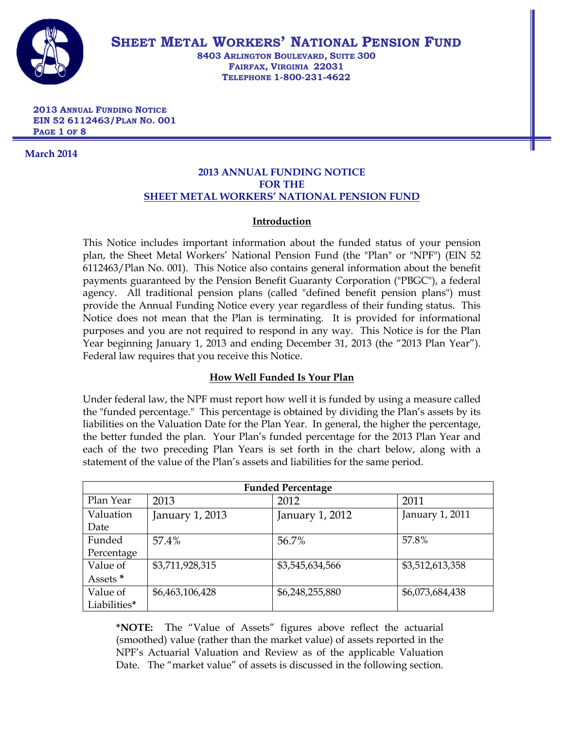# SHEET METAL WORKERS' NATIONAL PENSION FUND

**8403 ARLINGTON BOULEVARD, SUITE 300**
**FAIRFAX, VIRGINIA 22031**
**TELEPHONE 1-800-231-4622**

**2013 ANNUAL FUNDING NOTICE**
**EIN 52 6112463/PLAN NO. 001**

**March 2014**

## 2013 ANNUAL FUNDING NOTICE FOR THE SHEET METAL WORKERS' NATIONAL PENSION FUND

### Introduction

This Notice includes important information about the funded status of your pension plan, the Sheet Metal Workers' National Pension Fund (the "Plan" or "NPF") (EIN 52 6112463/Plan No. 001). This Notice also contains general information about the benefit payments guaranteed by the Pension Benefit Guaranty Corporation ("PBGC"), a federal agency. All traditional pension plans (called "defined benefit pension plans") must provide the Annual Funding Notice every year regardless of their funding status. This Notice does not mean that the Plan is terminating. It is provided for informational purposes and you are not required to respond in any way. This Notice is for the Plan Year beginning January 1, 2013 and ending December 31, 2013 (the "2013 Plan Year"). Federal law requires that you receive this Notice.

### How Well Funded Is Your Plan

Under federal law, the NPF must report how well it is funded by using a measure called the "funded percentage." This percentage is obtained by dividing the Plan's assets by its liabilities on the Valuation Date for the Plan Year. In general, the higher the percentage, the better funded the plan. Your Plan's funded percentage for the 2013 Plan Year and each of the two preceding Plan Years is set forth in the chart below, along with a statement of the value of the Plan's assets and liabilities for the same period.

| Funded Percentage | | | |
|---|---|---|---|
| Plan Year | 2013 | 2012 | 2011 |
| Valuation Date | January 1, 2013 | January 1, 2012 | January 1, 2011 |
| Funded Percentage | 57.4% | 56.7% | 57.8% |
| Value of Assets * | $3,711,928,315 | $3,545,634,566 | $3,512,613,358 |
| Value of Liabilities* | $6,463,106,428 | $6,248,255,880 | $6,073,684,438 |

**\*NOTE:** The "Value of Assets" figures above reflect the actuarial (smoothed) value (rather than the market value) of assets reported in the NPF's Actuarial Valuation and Review as of the applicable Valuation Date. The "market value" of assets is discussed in the following section.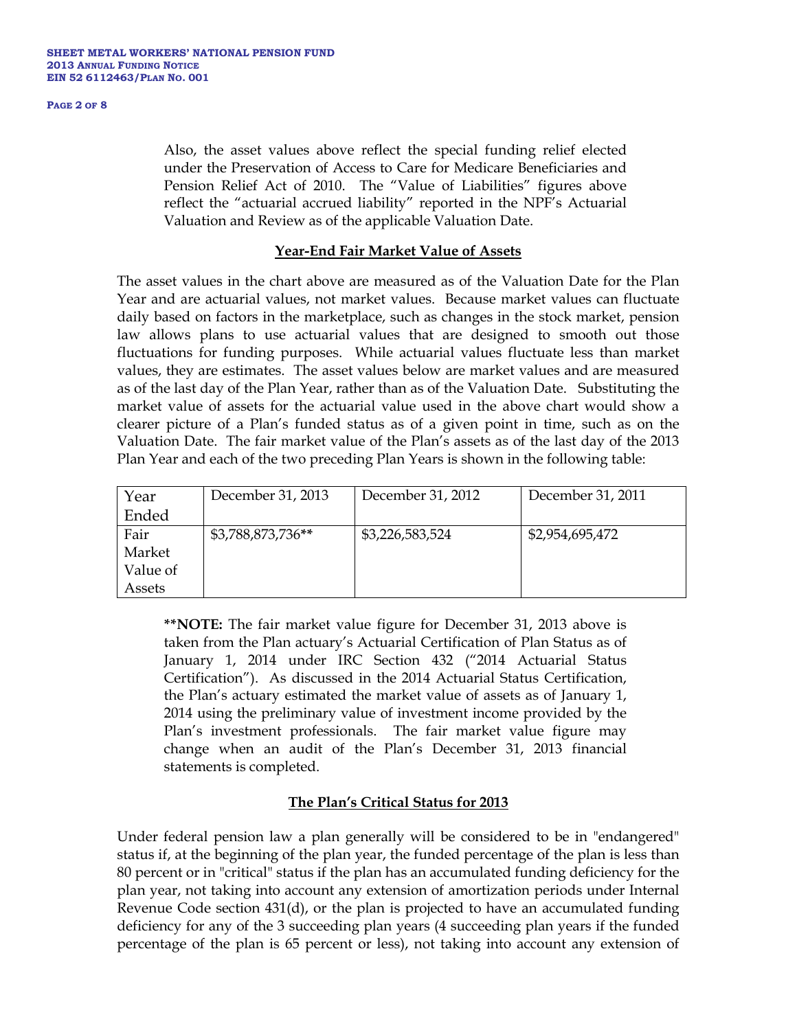Also, the asset values above reflect the special funding relief elected under the Preservation of Access to Care for Medicare Beneficiaries and Pension Relief Act of 2010. The "Value of Liabilities" figures above reflect the "actuarial accrued liability" reported in the NPF's Actuarial Valuation and Review as of the applicable Valuation Date.

## Year-End Fair Market Value of Assets

The asset values in the chart above are measured as of the Valuation Date for the Plan Year and are actuarial values, not market values. Because market values can fluctuate daily based on factors in the marketplace, such as changes in the stock market, pension law allows plans to use actuarial values that are designed to smooth out those fluctuations for funding purposes. While actuarial values fluctuate less than market values, they are estimates. The asset values below are market values and are measured as of the last day of the Plan Year, rather than as of the Valuation Date. Substituting the market value of assets for the actuarial value used in the above chart would show a clearer picture of a Plan's funded status as of a given point in time, such as on the Valuation Date. The fair market value of the Plan's assets as of the last day of the 2013 Plan Year and each of the two preceding Plan Years is shown in the following table:

| Year Ended | December 31, 2013 | December 31, 2012 | December 31, 2011 |
|---|---|---|---|
| Fair Market Value of Assets | $3,788,873,736** | $3,226,583,524 | $2,954,695,472 |

**\*\*NOTE:** The fair market value figure for December 31, 2013 above is taken from the Plan actuary's Actuarial Certification of Plan Status as of January 1, 2014 under IRC Section 432 ("2014 Actuarial Status Certification"). As discussed in the 2014 Actuarial Status Certification, the Plan's actuary estimated the market value of assets as of January 1, 2014 using the preliminary value of investment income provided by the Plan's investment professionals. The fair market value figure may change when an audit of the Plan's December 31, 2013 financial statements is completed.

## The Plan's Critical Status for 2013

Under federal pension law a plan generally will be considered to be in "endangered" status if, at the beginning of the plan year, the funded percentage of the plan is less than 80 percent or in "critical" status if the plan has an accumulated funding deficiency for the plan year, not taking into account any extension of amortization periods under Internal Revenue Code section 431(d), or the plan is projected to have an accumulated funding deficiency for any of the 3 succeeding plan years (4 succeeding plan years if the funded percentage of the plan is 65 percent or less), not taking into account any extension of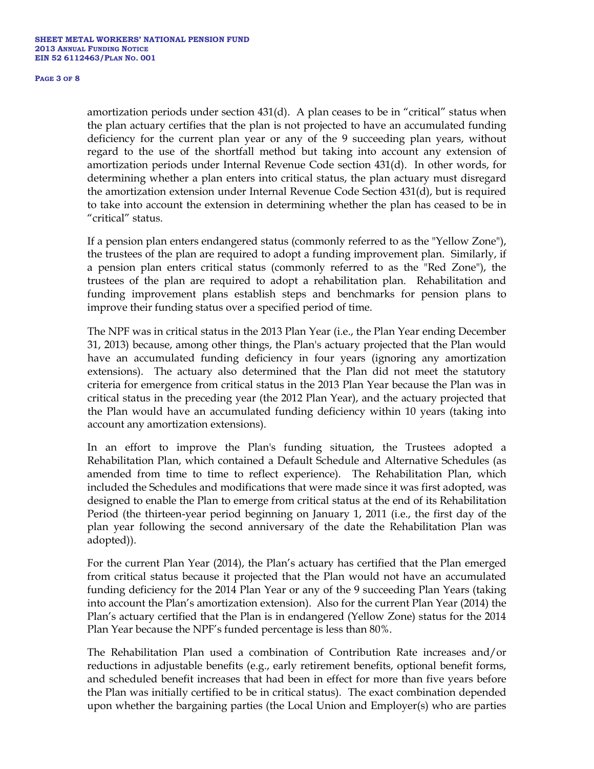amortization periods under section 431(d). A plan ceases to be in "critical" status when the plan actuary certifies that the plan is not projected to have an accumulated funding deficiency for the current plan year or any of the 9 succeeding plan years, without regard to the use of the shortfall method but taking into account any extension of amortization periods under Internal Revenue Code section 431(d). In other words, for determining whether a plan enters into critical status, the plan actuary must disregard the amortization extension under Internal Revenue Code Section 431(d), but is required to take into account the extension in determining whether the plan has ceased to be in "critical" status.

If a pension plan enters endangered status (commonly referred to as the "Yellow Zone"), the trustees of the plan are required to adopt a funding improvement plan. Similarly, if a pension plan enters critical status (commonly referred to as the "Red Zone"), the trustees of the plan are required to adopt a rehabilitation plan. Rehabilitation and funding improvement plans establish steps and benchmarks for pension plans to improve their funding status over a specified period of time.

The NPF was in critical status in the 2013 Plan Year (i.e., the Plan Year ending December 31, 2013) because, among other things, the Plan's actuary projected that the Plan would have an accumulated funding deficiency in four years (ignoring any amortization extensions). The actuary also determined that the Plan did not meet the statutory criteria for emergence from critical status in the 2013 Plan Year because the Plan was in critical status in the preceding year (the 2012 Plan Year), and the actuary projected that the Plan would have an accumulated funding deficiency within 10 years (taking into account any amortization extensions).

In an effort to improve the Plan's funding situation, the Trustees adopted a Rehabilitation Plan, which contained a Default Schedule and Alternative Schedules (as amended from time to time to reflect experience). The Rehabilitation Plan, which included the Schedules and modifications that were made since it was first adopted, was designed to enable the Plan to emerge from critical status at the end of its Rehabilitation Period (the thirteen-year period beginning on January 1, 2011 (i.e., the first day of the plan year following the second anniversary of the date the Rehabilitation Plan was adopted)).

For the current Plan Year (2014), the Plan's actuary has certified that the Plan emerged from critical status because it projected that the Plan would not have an accumulated funding deficiency for the 2014 Plan Year or any of the 9 succeeding Plan Years (taking into account the Plan's amortization extension). Also for the current Plan Year (2014) the Plan's actuary certified that the Plan is in endangered (Yellow Zone) status for the 2014 Plan Year because the NPF's funded percentage is less than 80%.

The Rehabilitation Plan used a combination of Contribution Rate increases and/or reductions in adjustable benefits (e.g., early retirement benefits, optional benefit forms, and scheduled benefit increases that had been in effect for more than five years before the Plan was initially certified to be in critical status). The exact combination depended upon whether the bargaining parties (the Local Union and Employer(s) who are parties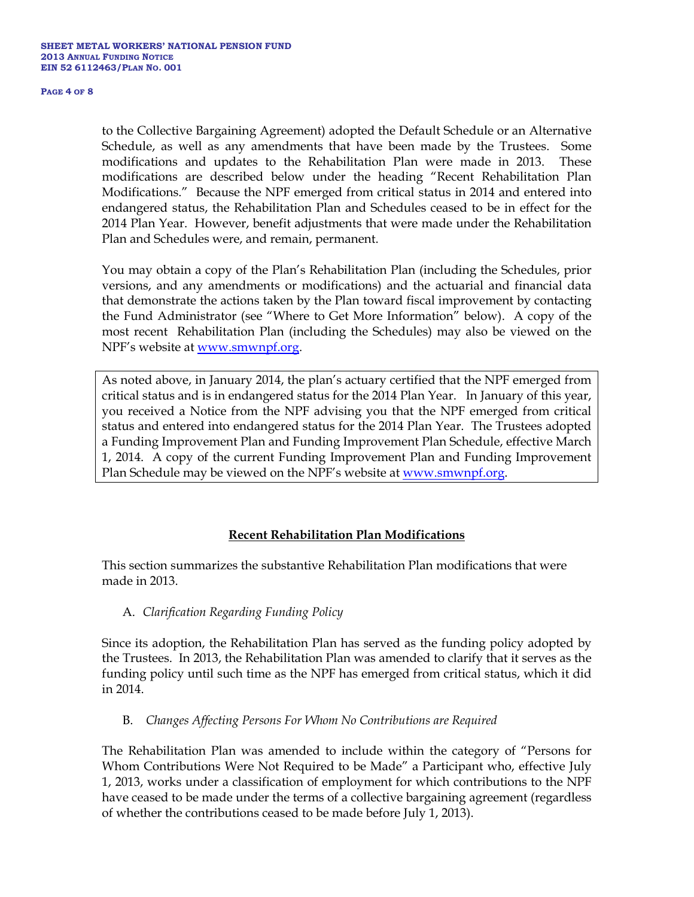to the Collective Bargaining Agreement) adopted the Default Schedule or an Alternative Schedule, as well as any amendments that have been made by the Trustees. Some modifications and updates to the Rehabilitation Plan were made in 2013. These modifications are described below under the heading "Recent Rehabilitation Plan Modifications." Because the NPF emerged from critical status in 2014 and entered into endangered status, the Rehabilitation Plan and Schedules ceased to be in effect for the 2014 Plan Year. However, benefit adjustments that were made under the Rehabilitation Plan and Schedules were, and remain, permanent.

You may obtain a copy of the Plan's Rehabilitation Plan (including the Schedules, prior versions, and any amendments or modifications) and the actuarial and financial data that demonstrate the actions taken by the Plan toward fiscal improvement by contacting the Fund Administrator (see "Where to Get More Information" below). A copy of the most recent Rehabilitation Plan (including the Schedules) may also be viewed on the NPF's website at www.smwnpf.org.

As noted above, in January 2014, the plan's actuary certified that the NPF emerged from critical status and is in endangered status for the 2014 Plan Year. In January of this year, you received a Notice from the NPF advising you that the NPF emerged from critical status and entered into endangered status for the 2014 Plan Year. The Trustees adopted a Funding Improvement Plan and Funding Improvement Plan Schedule, effective March 1, 2014. A copy of the current Funding Improvement Plan and Funding Improvement Plan Schedule may be viewed on the NPF's website at www.smwnpf.org.

## Recent Rehabilitation Plan Modifications

This section summarizes the substantive Rehabilitation Plan modifications that were made in 2013.

A. *Clarification Regarding Funding Policy*

Since its adoption, the Rehabilitation Plan has served as the funding policy adopted by the Trustees. In 2013, the Rehabilitation Plan was amended to clarify that it serves as the funding policy until such time as the NPF has emerged from critical status, which it did in 2014.

B. *Changes Affecting Persons For Whom No Contributions are Required*

The Rehabilitation Plan was amended to include within the category of "Persons for Whom Contributions Were Not Required to be Made" a Participant who, effective July 1, 2013, works under a classification of employment for which contributions to the NPF have ceased to be made under the terms of a collective bargaining agreement (regardless of whether the contributions ceased to be made before July 1, 2013).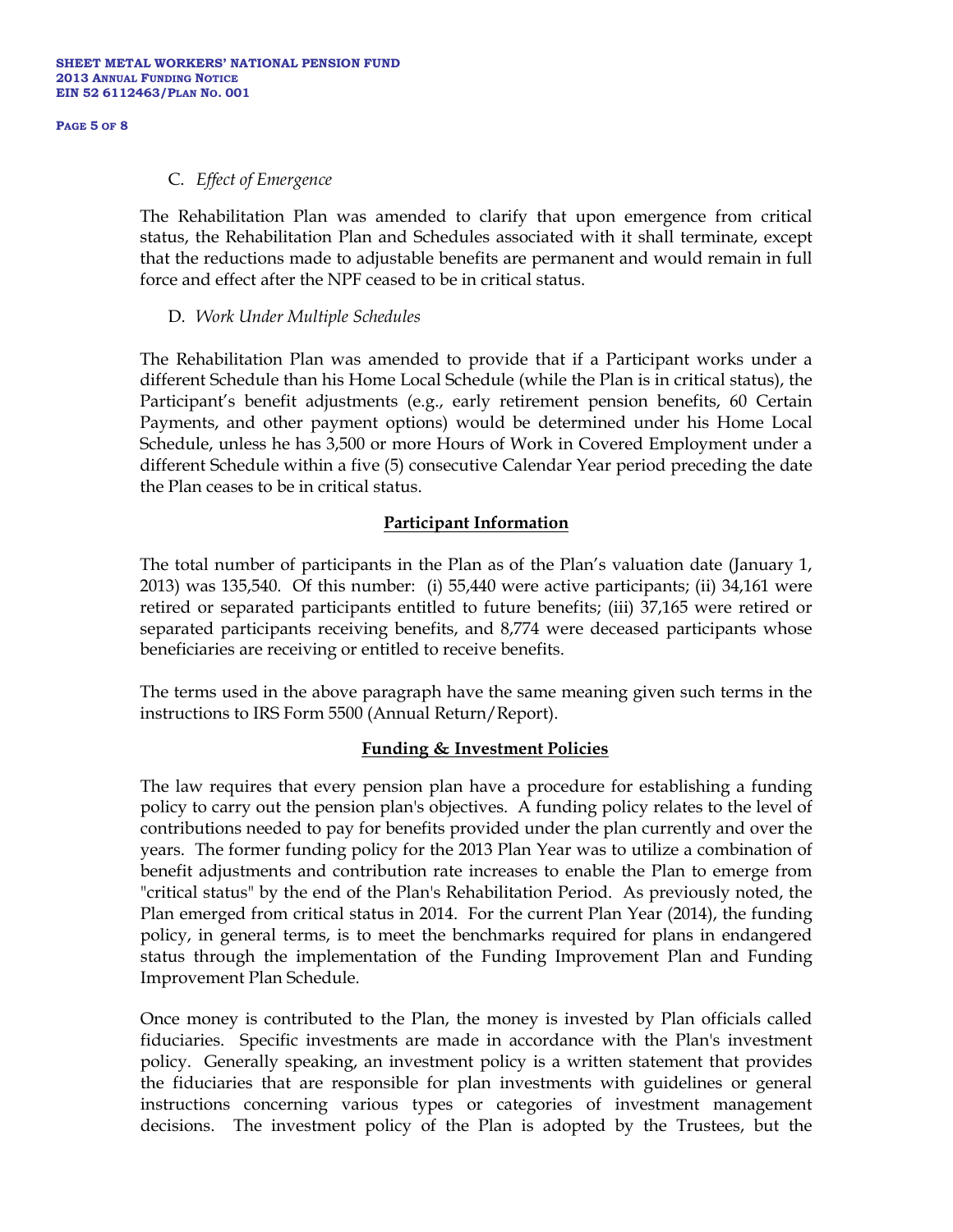C. *Effect of Emergence*

The Rehabilitation Plan was amended to clarify that upon emergence from critical status, the Rehabilitation Plan and Schedules associated with it shall terminate, except that the reductions made to adjustable benefits are permanent and would remain in full force and effect after the NPF ceased to be in critical status.

D. *Work Under Multiple Schedules*

The Rehabilitation Plan was amended to provide that if a Participant works under a different Schedule than his Home Local Schedule (while the Plan is in critical status), the Participant's benefit adjustments (e.g., early retirement pension benefits, 60 Certain Payments, and other payment options) would be determined under his Home Local Schedule, unless he has 3,500 or more Hours of Work in Covered Employment under a different Schedule within a five (5) consecutive Calendar Year period preceding the date the Plan ceases to be in critical status.

## Participant Information

The total number of participants in the Plan as of the Plan's valuation date (January 1, 2013) was 135,540. Of this number: (i) 55,440 were active participants; (ii) 34,161 were retired or separated participants entitled to future benefits; (iii) 37,165 were retired or separated participants receiving benefits, and 8,774 were deceased participants whose beneficiaries are receiving or entitled to receive benefits.

The terms used in the above paragraph have the same meaning given such terms in the instructions to IRS Form 5500 (Annual Return/Report).

## Funding & Investment Policies

The law requires that every pension plan have a procedure for establishing a funding policy to carry out the pension plan's objectives. A funding policy relates to the level of contributions needed to pay for benefits provided under the plan currently and over the years. The former funding policy for the 2013 Plan Year was to utilize a combination of benefit adjustments and contribution rate increases to enable the Plan to emerge from "critical status" by the end of the Plan's Rehabilitation Period. As previously noted, the Plan emerged from critical status in 2014. For the current Plan Year (2014), the funding policy, in general terms, is to meet the benchmarks required for plans in endangered status through the implementation of the Funding Improvement Plan and Funding Improvement Plan Schedule.

Once money is contributed to the Plan, the money is invested by Plan officials called fiduciaries. Specific investments are made in accordance with the Plan's investment policy. Generally speaking, an investment policy is a written statement that provides the fiduciaries that are responsible for plan investments with guidelines or general instructions concerning various types or categories of investment management decisions. The investment policy of the Plan is adopted by the Trustees, but the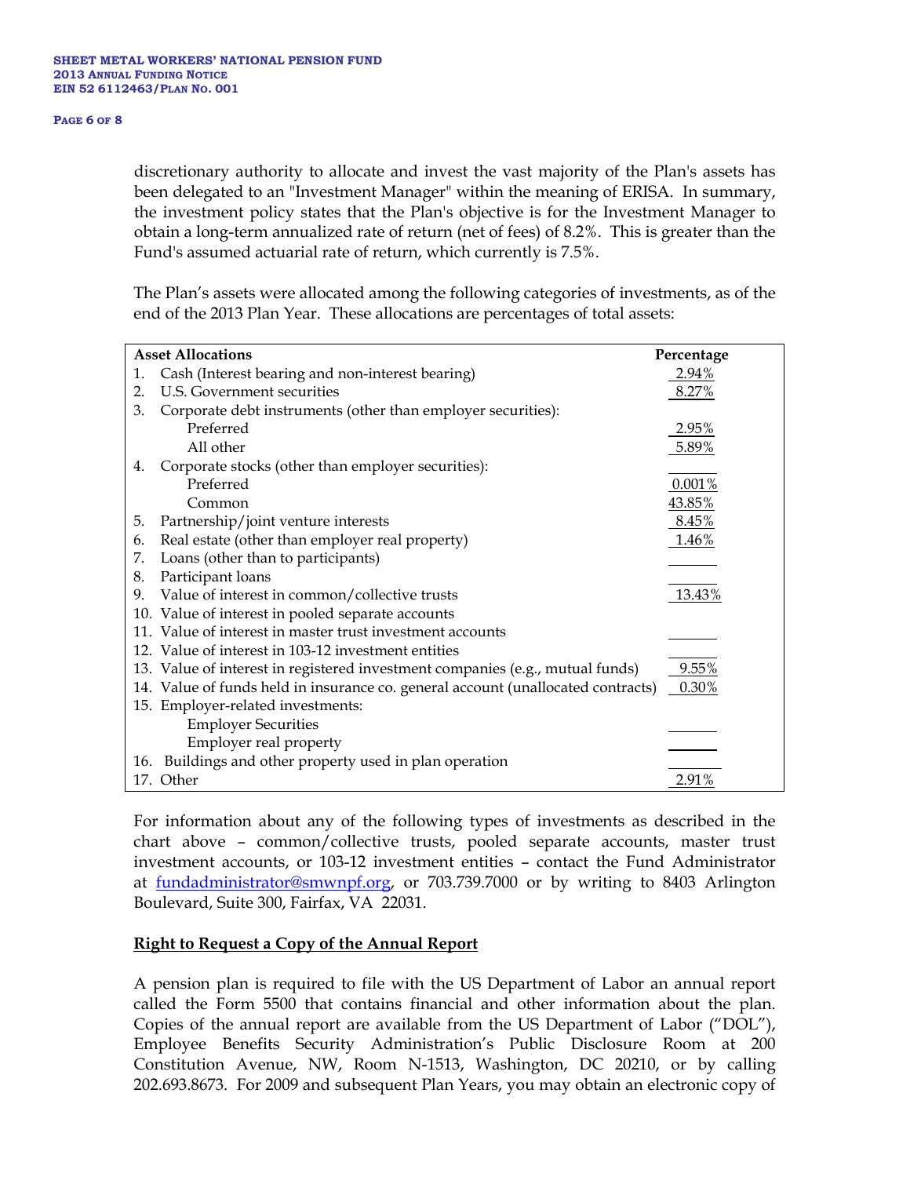discretionary authority to allocate and invest the vast majority of the Plan's assets has been delegated to an "Investment Manager" within the meaning of ERISA. In summary, the investment policy states that the Plan's objective is for the Investment Manager to obtain a long-term annualized rate of return (net of fees) of 8.2%. This is greater than the Fund's assumed actuarial rate of return, which currently is 7.5%.

The Plan's assets were allocated among the following categories of investments, as of the end of the 2013 Plan Year. These allocations are percentages of total assets:

| Asset Allocations | Percentage |
|---|---|
| 1. Cash (Interest bearing and non-interest bearing) | 2.94% |
| 2. U.S. Government securities | 8.27% |
| 3. Corporate debt instruments (other than employer securities): | |
| Preferred | 2.95% |
| All other | 5.89% |
| 4. Corporate stocks (other than employer securities): | |
| Preferred | 0.001% |
| Common | 43.85% |
| 5. Partnership/joint venture interests | 8.45% |
| 6. Real estate (other than employer real property) | 1.46% |
| 7. Loans (other than to participants) | |
| 8. Participant loans | |
| 9. Value of interest in common/collective trusts | 13.43% |
| 10. Value of interest in pooled separate accounts | |
| 11. Value of interest in master trust investment accounts | |
| 12. Value of interest in 103-12 investment entities | |
| 13. Value of interest in registered investment companies (e.g., mutual funds) | 9.55% |
| 14. Value of funds held in insurance co. general account (unallocated contracts) | 0.30% |
| 15. Employer-related investments: | |
| Employer Securities | |
| Employer real property | |
| 16. Buildings and other property used in plan operation | |
| 17. Other | 2.91% |

For information about any of the following types of investments as described in the chart above – common/collective trusts, pooled separate accounts, master trust investment accounts, or 103-12 investment entities – contact the Fund Administrator at fundadministrator@smwnpf.org, or 703.739.7000 or by writing to 8403 Arlington Boulevard, Suite 300, Fairfax, VA 22031.

## Right to Request a Copy of the Annual Report

A pension plan is required to file with the US Department of Labor an annual report called the Form 5500 that contains financial and other information about the plan. Copies of the annual report are available from the US Department of Labor ("DOL"), Employee Benefits Security Administration's Public Disclosure Room at 200 Constitution Avenue, NW, Room N-1513, Washington, DC 20210, or by calling 202.693.8673. For 2009 and subsequent Plan Years, you may obtain an electronic copy of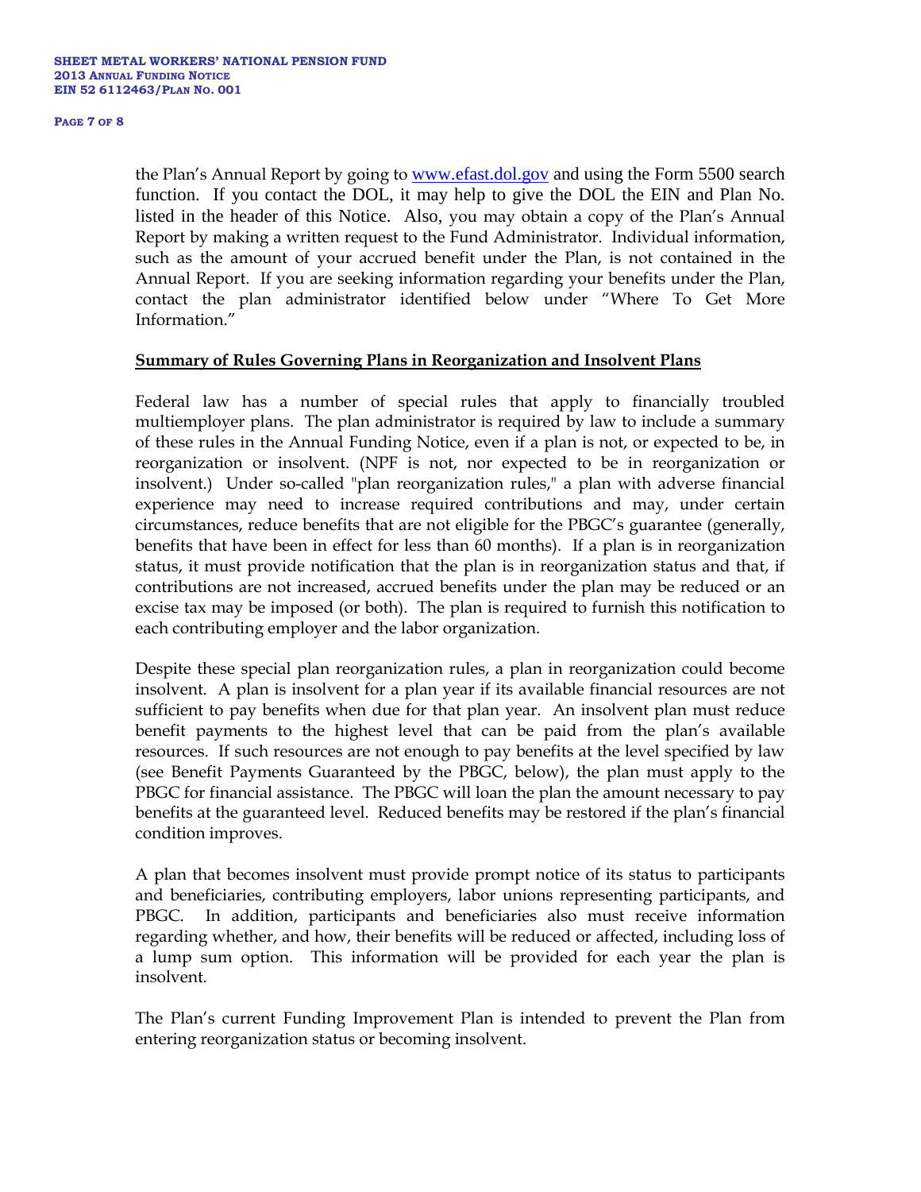the Plan's Annual Report by going to www.efast.dol.gov and using the Form 5500 search function. If you contact the DOL, it may help to give the DOL the EIN and Plan No. listed in the header of this Notice. Also, you may obtain a copy of the Plan's Annual Report by making a written request to the Fund Administrator. Individual information, such as the amount of your accrued benefit under the Plan, is not contained in the Annual Report. If you are seeking information regarding your benefits under the Plan, contact the plan administrator identified below under "Where To Get More Information."

**Summary of Rules Governing Plans in Reorganization and Insolvent Plans**

Federal law has a number of special rules that apply to financially troubled multiemployer plans. The plan administrator is required by law to include a summary of these rules in the Annual Funding Notice, even if a plan is not, or expected to be, in reorganization or insolvent. (NPF is not, nor expected to be in reorganization or insolvent.) Under so-called "plan reorganization rules," a plan with adverse financial experience may need to increase required contributions and may, under certain circumstances, reduce benefits that are not eligible for the PBGC's guarantee (generally, benefits that have been in effect for less than 60 months). If a plan is in reorganization status, it must provide notification that the plan is in reorganization status and that, if contributions are not increased, accrued benefits under the plan may be reduced or an excise tax may be imposed (or both). The plan is required to furnish this notification to each contributing employer and the labor organization.

Despite these special plan reorganization rules, a plan in reorganization could become insolvent. A plan is insolvent for a plan year if its available financial resources are not sufficient to pay benefits when due for that plan year. An insolvent plan must reduce benefit payments to the highest level that can be paid from the plan's available resources. If such resources are not enough to pay benefits at the level specified by law (see Benefit Payments Guaranteed by the PBGC, below), the plan must apply to the PBGC for financial assistance. The PBGC will loan the plan the amount necessary to pay benefits at the guaranteed level. Reduced benefits may be restored if the plan's financial condition improves.

A plan that becomes insolvent must provide prompt notice of its status to participants and beneficiaries, contributing employers, labor unions representing participants, and PBGC. In addition, participants and beneficiaries also must receive information regarding whether, and how, their benefits will be reduced or affected, including loss of a lump sum option. This information will be provided for each year the plan is insolvent.

The Plan's current Funding Improvement Plan is intended to prevent the Plan from entering reorganization status or becoming insolvent.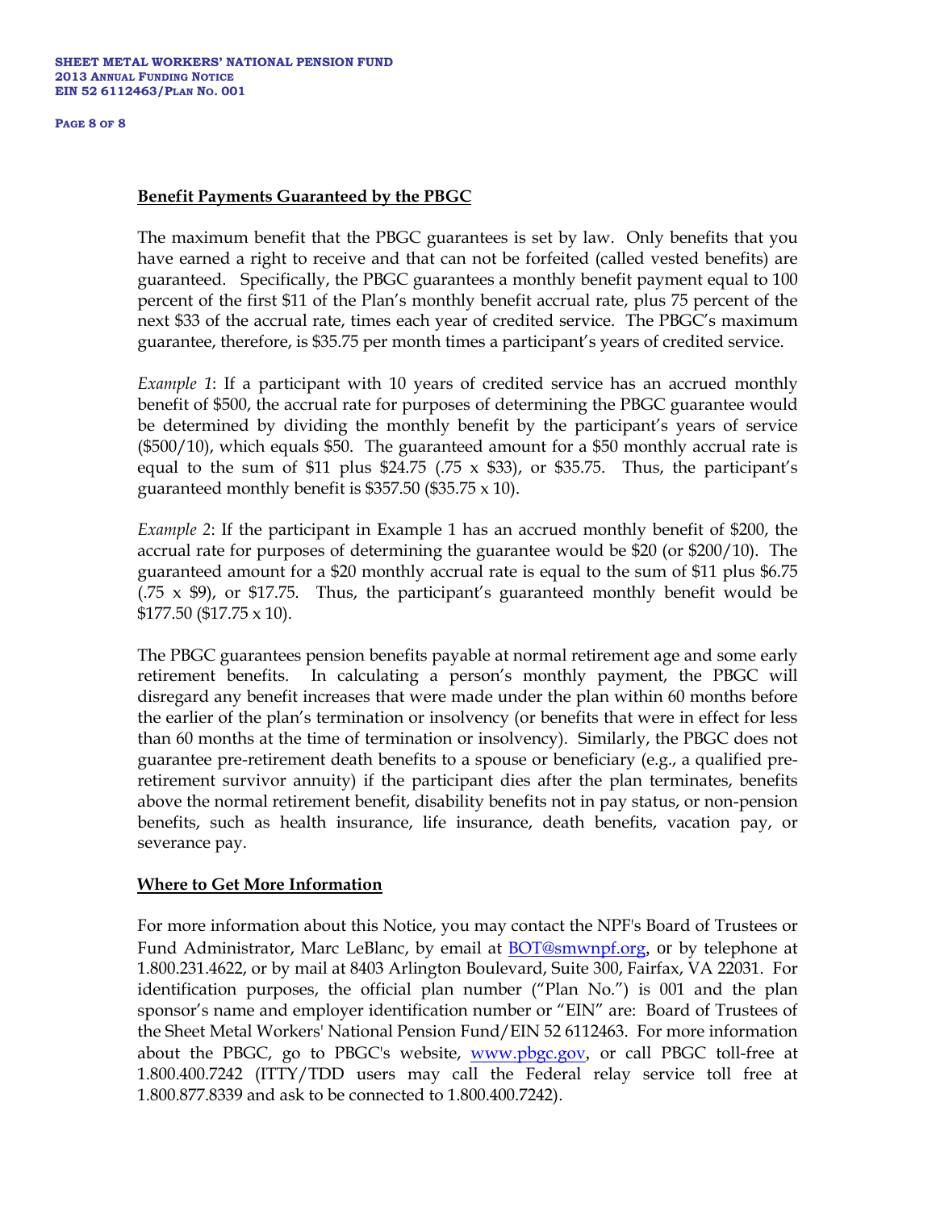**Benefit Payments Guaranteed by the PBGC**

The maximum benefit that the PBGC guarantees is set by law. Only benefits that you have earned a right to receive and that can not be forfeited (called vested benefits) are guaranteed. Specifically, the PBGC guarantees a monthly benefit payment equal to 100 percent of the first $11 of the Plan's monthly benefit accrual rate, plus 75 percent of the next $33 of the accrual rate, times each year of credited service. The PBGC's maximum guarantee, therefore, is $35.75 per month times a participant's years of credited service.

*Example 1*: If a participant with 10 years of credited service has an accrued monthly benefit of $500, the accrual rate for purposes of determining the PBGC guarantee would be determined by dividing the monthly benefit by the participant's years of service ($500/10), which equals $50. The guaranteed amount for a $50 monthly accrual rate is equal to the sum of $11 plus $24.75 (.75 x $33), or $35.75. Thus, the participant's guaranteed monthly benefit is $357.50 ($35.75 x 10).

*Example 2*: If the participant in Example 1 has an accrued monthly benefit of $200, the accrual rate for purposes of determining the guarantee would be $20 (or $200/10). The guaranteed amount for a $20 monthly accrual rate is equal to the sum of $11 plus $6.75 (.75 x $9), or $17.75. Thus, the participant's guaranteed monthly benefit would be $177.50 ($17.75 x 10).

The PBGC guarantees pension benefits payable at normal retirement age and some early retirement benefits. In calculating a person's monthly payment, the PBGC will disregard any benefit increases that were made under the plan within 60 months before the earlier of the plan's termination or insolvency (or benefits that were in effect for less than 60 months at the time of termination or insolvency). Similarly, the PBGC does not guarantee pre-retirement death benefits to a spouse or beneficiary (e.g., a qualified pre-retirement survivor annuity) if the participant dies after the plan terminates, benefits above the normal retirement benefit, disability benefits not in pay status, or non-pension benefits, such as health insurance, life insurance, death benefits, vacation pay, or severance pay.

**Where to Get More Information**

For more information about this Notice, you may contact the NPF's Board of Trustees or Fund Administrator, Marc LeBlanc, by email at BOT@smwnpf.org, or by telephone at 1.800.231.4622, or by mail at 8403 Arlington Boulevard, Suite 300, Fairfax, VA 22031. For identification purposes, the official plan number ("Plan No.") is 001 and the plan sponsor's name and employer identification number or "EIN" are: Board of Trustees of the Sheet Metal Workers' National Pension Fund/EIN 52 6112463. For more information about the PBGC, go to PBGC's website, www.pbgc.gov, or call PBGC toll-free at 1.800.400.7242 (ITTY/TDD users may call the Federal relay service toll free at 1.800.877.8339 and ask to be connected to 1.800.400.7242).